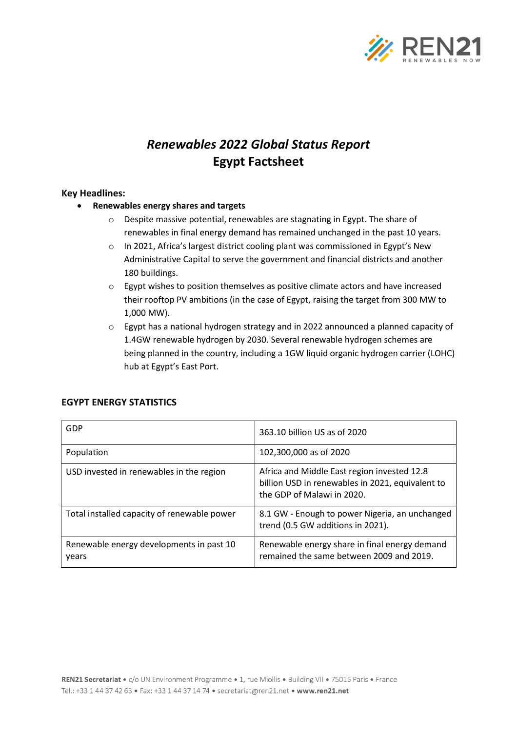# *Renewables 2022 Global Status Report*
# Egypt Factsheet

**Key Headlines:**

- **Renewables energy shares and targets**
  - Despite massive potential, renewables are stagnating in Egypt. The share of renewables in final energy demand has remained unchanged in the past 10 years.
  - In 2021, Africa's largest district cooling plant was commissioned in Egypt's New Administrative Capital to serve the government and financial districts and another 180 buildings.
  - Egypt wishes to position themselves as positive climate actors and have increased their rooftop PV ambitions (in the case of Egypt, raising the target from 300 MW to 1,000 MW).
  - Egypt has a national hydrogen strategy and in 2022 announced a planned capacity of 1.4GW renewable hydrogen by 2030. Several renewable hydrogen schemes are being planned in the country, including a 1GW liquid organic hydrogen carrier (LOHC) hub at Egypt's East Port.

**EGYPT ENERGY STATISTICS**

| | |
|---|---|
| GDP | 363.10 billion US as of 2020 |
| Population | 102,300,000 as of 2020 |
| USD invested in renewables in the region | Africa and Middle East region invested 12.8 billion USD in renewables in 2021, equivalent to the GDP of Malawi in 2020. |
| Total installed capacity of renewable power | 8.1 GW - Enough to power Nigeria, an unchanged trend (0.5 GW additions in 2021). |
| Renewable energy developments in past 10 years | Renewable energy share in final energy demand remained the same between 2009 and 2019. |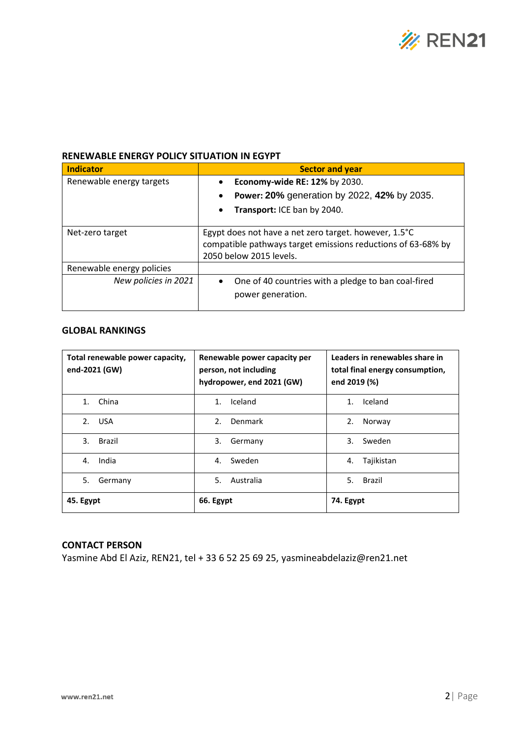## RENEWABLE ENERGY POLICY SITUATION IN EGYPT

| Indicator | Sector and year |
|---|---|
| Renewable energy targets | • **Economy-wide RE: 12%** by 2030.<br>• **Power: 20%** generation by 2022, **42%** by 2035.<br>• **Transport:** ICE ban by 2040. |
| Net-zero target | Egypt does not have a net zero target. however, 1.5°C compatible pathways target emissions reductions of 63-68% by 2050 below 2015 levels. |
| Renewable energy policies | |
| *New policies in 2021* | • One of 40 countries with a pledge to ban coal-fired power generation. |

## GLOBAL RANKINGS

| **Total renewable power capacity, end-2021 (GW)** | **Renewable power capacity per person, not including hydropower, end 2021 (GW)** | **Leaders in renewables share in total final energy consumption, end 2019 (%)** |
|---|---|---|
| 1. China | 1. Iceland | 1. Iceland |
| 2. USA | 2. Denmark | 2. Norway |
| 3. Brazil | 3. Germany | 3. Sweden |
| 4. India | 4. Sweden | 4. Tajikistan |
| 5. Germany | 5. Australia | 5. Brazil |
| **45. Egypt** | **66. Egypt** | **74. Egypt** |

## CONTACT PERSON

Yasmine Abd El Aziz, REN21, tel + 33 6 52 25 69 25, yasmineabdelaziz@ren21.net